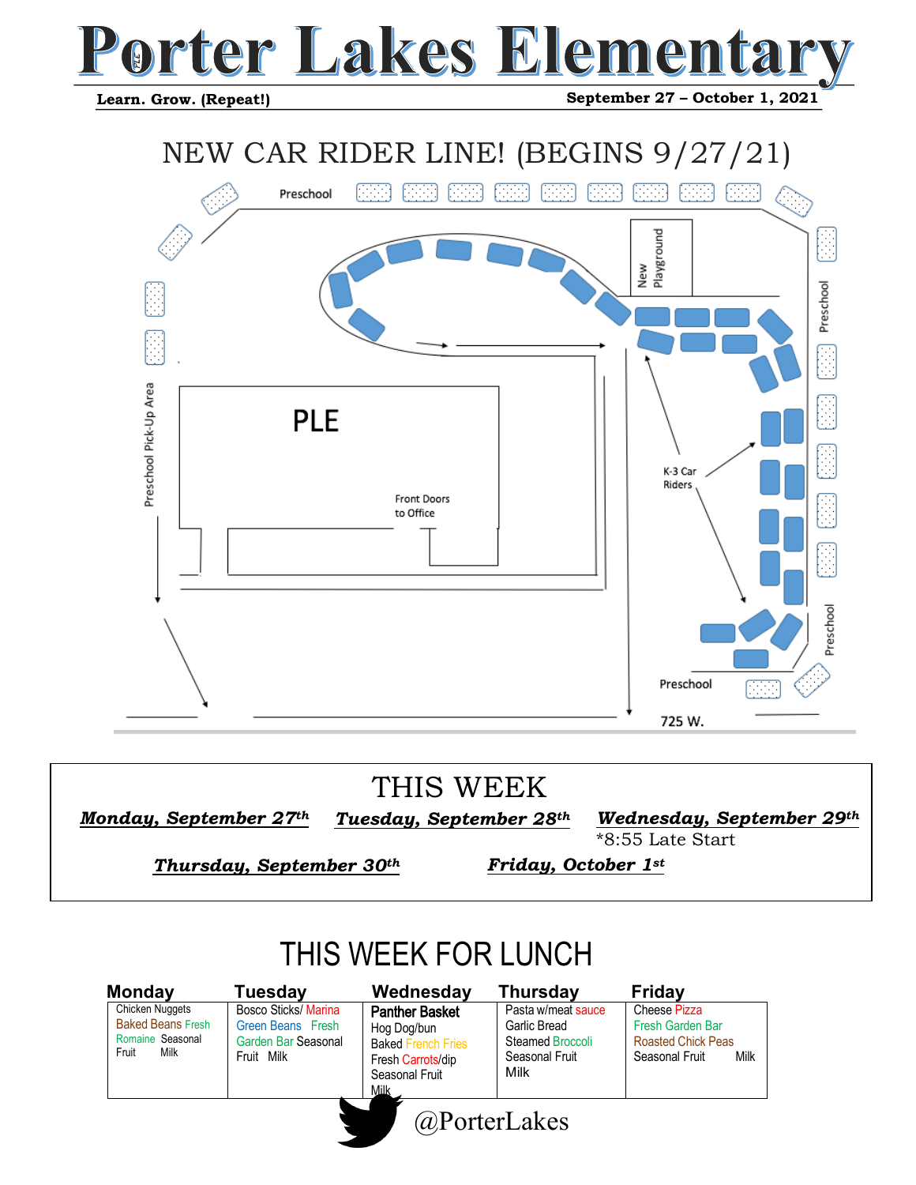# Porter Lakes Elementary

**Learn. Grow. (Repeat!)** **September 27 – October 1, 2021**

## NEW CAR RIDER LINE! (BEGINS 9/27/21)

Preschool

New Playground

Preschool

Preschool Pick-Up Area

PLE

Front Doors to Office

K-3 Car Riders

Preschool

Preschool

725 W.

## THIS WEEK

***Monday, September 27th***

***Tuesday, September 28th***

***Wednesday, September 29th***
*8:55 Late Start

***Thursday, September 30th***

***Friday, October 1st***

## THIS WEEK FOR LUNCH

| Monday | Tuesday | Wednesday | Thursday | Friday |
|---|---|---|---|---|
| Chicken Nuggets Baked Beans Fresh Romaine Seasonal Fruit Milk | Bosco Sticks/ Marina Green Beans Fresh Garden Bar Seasonal Fruit Milk | **Panther Basket** Hog Dog/bun Baked French Fries Fresh Carrots/dip Seasonal Fruit Milk | Pasta w/meat sauce Garlic Bread Steamed Broccoli Seasonal Fruit Milk | Cheese Pizza Fresh Garden Bar Roasted Chick Peas Seasonal Fruit Milk |

@PorterLakes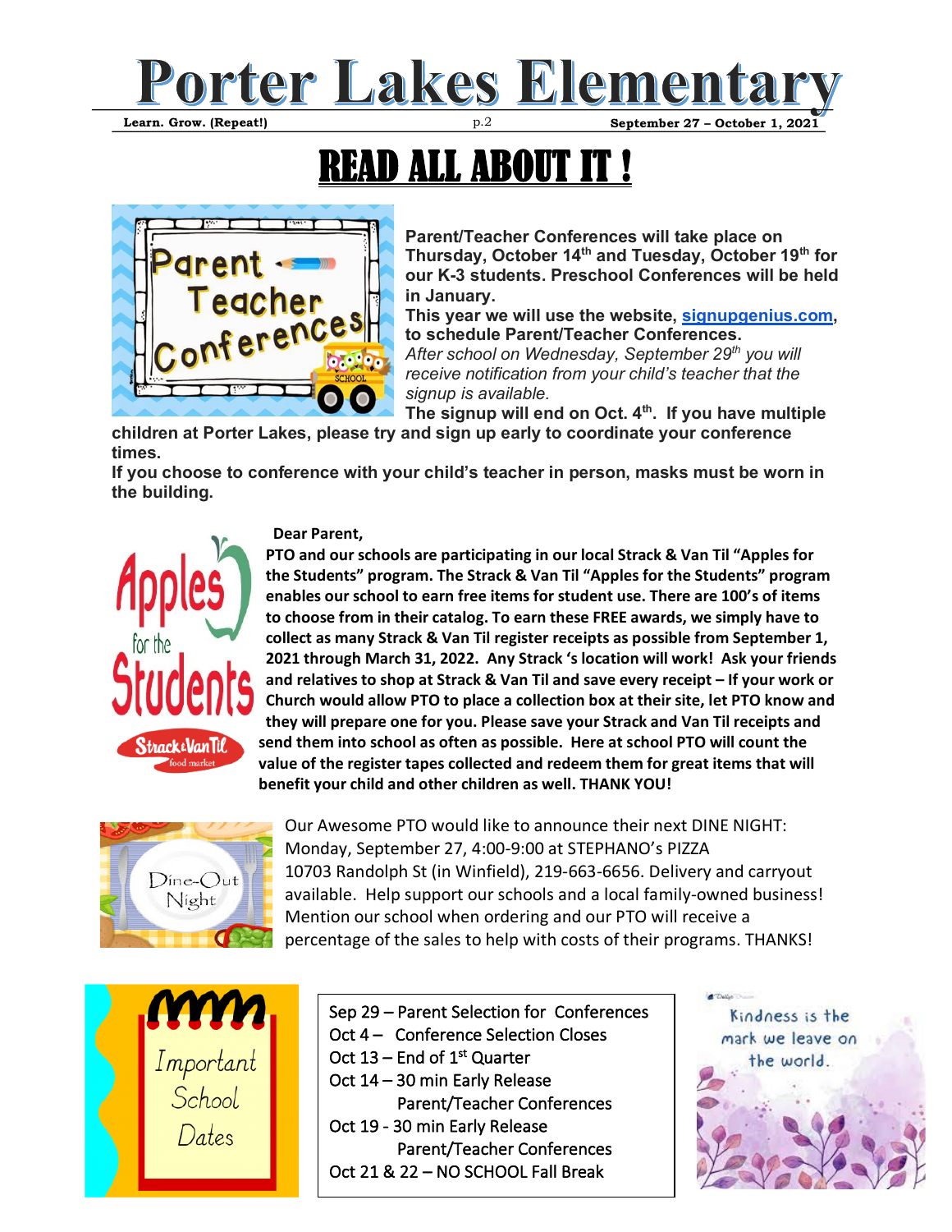# Porter Lakes Elementary

**Learn. Grow. (Repeat!)**

**September 27 – October 1, 2021**

## READ ALL ABOUT IT !

**Parent/Teacher Conferences will take place on Thursday, October 14th and Tuesday, October 19th for our K-3 students. Preschool Conferences will be held in January.**

**This year we will use the website, [signupgenius.com](signupgenius.com), to schedule Parent/Teacher Conferences.**

*After school on Wednesday, September 29th you will receive notification from your child's teacher that the signup is available.*

**The signup will end on Oct. 4th. If you have multiple children at Porter Lakes, please try and sign up early to coordinate your conference times.**

**If you choose to conference with your child's teacher in person, masks must be worn in the building.**

**Dear Parent,**

**PTO and our schools are participating in our local Strack & Van Til "Apples for the Students" program. The Strack & Van Til "Apples for the Students" program enables our school to earn free items for student use. There are 100's of items to choose from in their catalog. To earn these FREE awards, we simply have to collect as many Strack & Van Til register receipts as possible from September 1, 2021 through March 31, 2022. Any Strack 's location will work! Ask your friends and relatives to shop at Strack & Van Til and save every receipt – If your work or Church would allow PTO to place a collection box at their site, let PTO know and they will prepare one for you. Please save your Strack and Van Til receipts and send them into school as often as possible. Here at school PTO will count the value of the register tapes collected and redeem them for great items that will benefit your child and other children as well. THANK YOU!**

Our Awesome PTO would like to announce their next DINE NIGHT: Monday, September 27, 4:00-9:00 at STEPHANO's PIZZA 10703 Randolph St (in Winfield), 219-663-6656. Delivery and carryout available. Help support our schools and a local family-owned business! Mention our school when ordering and our PTO will receive a percentage of the sales to help with costs of their programs. THANKS!

### Important School Dates

- Sep 29 – Parent Selection for Conferences
- Oct 4 – Conference Selection Closes
- Oct 13 – End of 1st Quarter
- Oct 14 – 30 min Early Release
  Parent/Teacher Conferences
- Oct 19 - 30 min Early Release
  Parent/Teacher Conferences
- Oct 21 & 22 – NO SCHOOL Fall Break

Kindness is the mark we leave on the world.